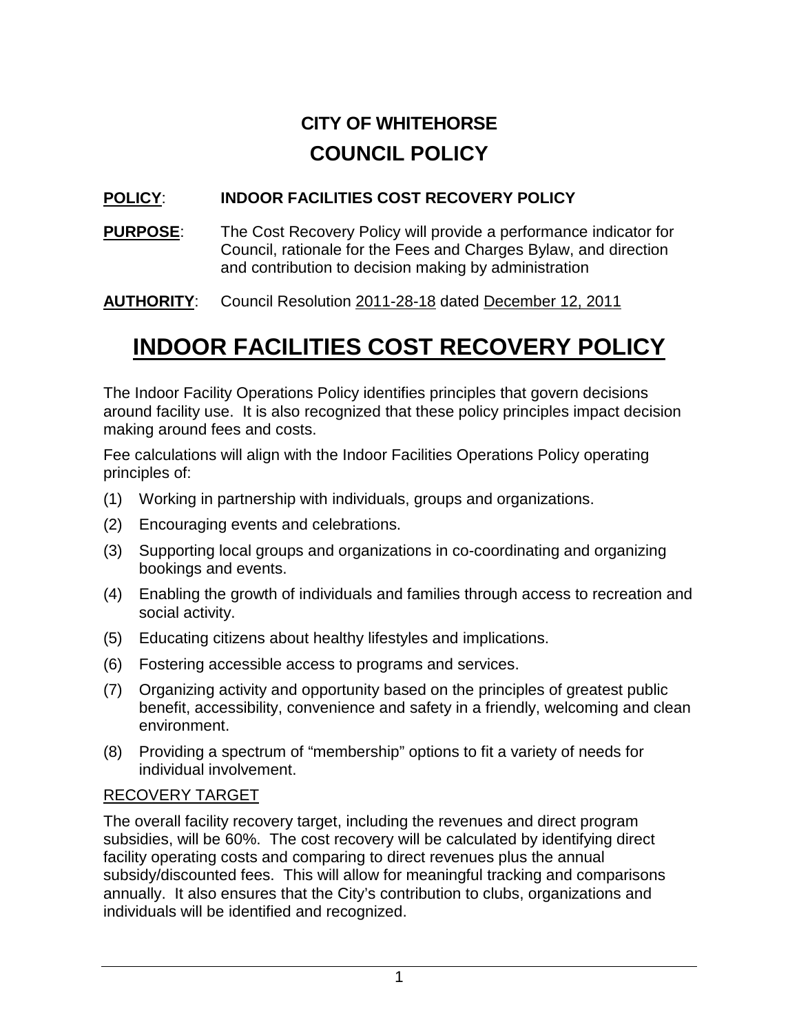# CITY OF WHITEHORSE
# COUNCIL POLICY

**POLICY**: **INDOOR FACILITIES COST RECOVERY POLICY**

**PURPOSE**: The Cost Recovery Policy will provide a performance indicator for Council, rationale for the Fees and Charges Bylaw, and direction and contribution to decision making by administration

**AUTHORITY**: Council Resolution 2011-28-18 dated December 12, 2011

## INDOOR FACILITIES COST RECOVERY POLICY

The Indoor Facility Operations Policy identifies principles that govern decisions around facility use. It is also recognized that these policy principles impact decision making around fees and costs.

Fee calculations will align with the Indoor Facilities Operations Policy operating principles of:

(1) Working in partnership with individuals, groups and organizations.

(2) Encouraging events and celebrations.

(3) Supporting local groups and organizations in co-coordinating and organizing bookings and events.

(4) Enabling the growth of individuals and families through access to recreation and social activity.

(5) Educating citizens about healthy lifestyles and implications.

(6) Fostering accessible access to programs and services.

(7) Organizing activity and opportunity based on the principles of greatest public benefit, accessibility, convenience and safety in a friendly, welcoming and clean environment.

(8) Providing a spectrum of "membership" options to fit a variety of needs for individual involvement.

### RECOVERY TARGET

The overall facility recovery target, including the revenues and direct program subsidies, will be 60%. The cost recovery will be calculated by identifying direct facility operating costs and comparing to direct revenues plus the annual subsidy/discounted fees. This will allow for meaningful tracking and comparisons annually. It also ensures that the City's contribution to clubs, organizations and individuals will be identified and recognized.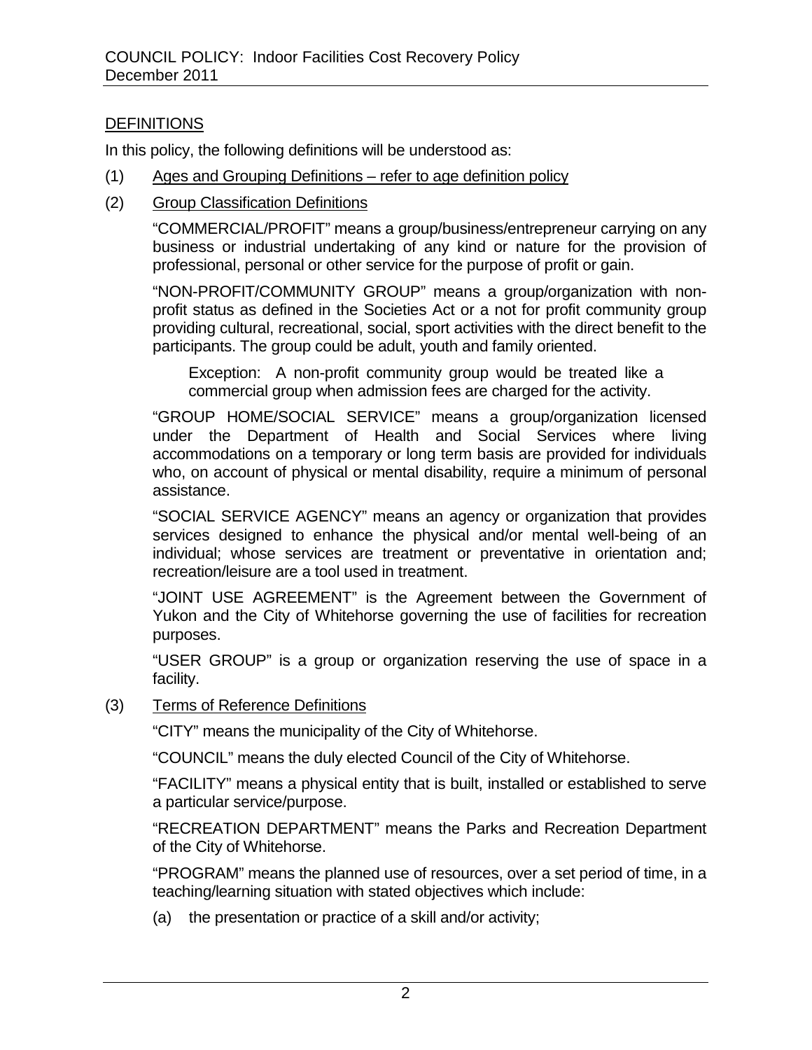## DEFINITIONS

In this policy, the following definitions will be understood as:

(1) Ages and Grouping Definitions – refer to age definition policy

(2) Group Classification Definitions

"COMMERCIAL/PROFIT" means a group/business/entrepreneur carrying on any business or industrial undertaking of any kind or nature for the provision of professional, personal or other service for the purpose of profit or gain.

"NON-PROFIT/COMMUNITY GROUP" means a group/organization with non-profit status as defined in the Societies Act or a not for profit community group providing cultural, recreational, social, sport activities with the direct benefit to the participants. The group could be adult, youth and family oriented.

> Exception: A non-profit community group would be treated like a commercial group when admission fees are charged for the activity.

"GROUP HOME/SOCIAL SERVICE" means a group/organization licensed under the Department of Health and Social Services where living accommodations on a temporary or long term basis are provided for individuals who, on account of physical or mental disability, require a minimum of personal assistance.

"SOCIAL SERVICE AGENCY" means an agency or organization that provides services designed to enhance the physical and/or mental well-being of an individual; whose services are treatment or preventative in orientation and; recreation/leisure are a tool used in treatment.

"JOINT USE AGREEMENT" is the Agreement between the Government of Yukon and the City of Whitehorse governing the use of facilities for recreation purposes.

"USER GROUP" is a group or organization reserving the use of space in a facility.

(3) Terms of Reference Definitions

"CITY" means the municipality of the City of Whitehorse.

"COUNCIL" means the duly elected Council of the City of Whitehorse.

"FACILITY" means a physical entity that is built, installed or established to serve a particular service/purpose.

"RECREATION DEPARTMENT" means the Parks and Recreation Department of the City of Whitehorse.

"PROGRAM" means the planned use of resources, over a set period of time, in a teaching/learning situation with stated objectives which include:

(a) the presentation or practice of a skill and/or activity;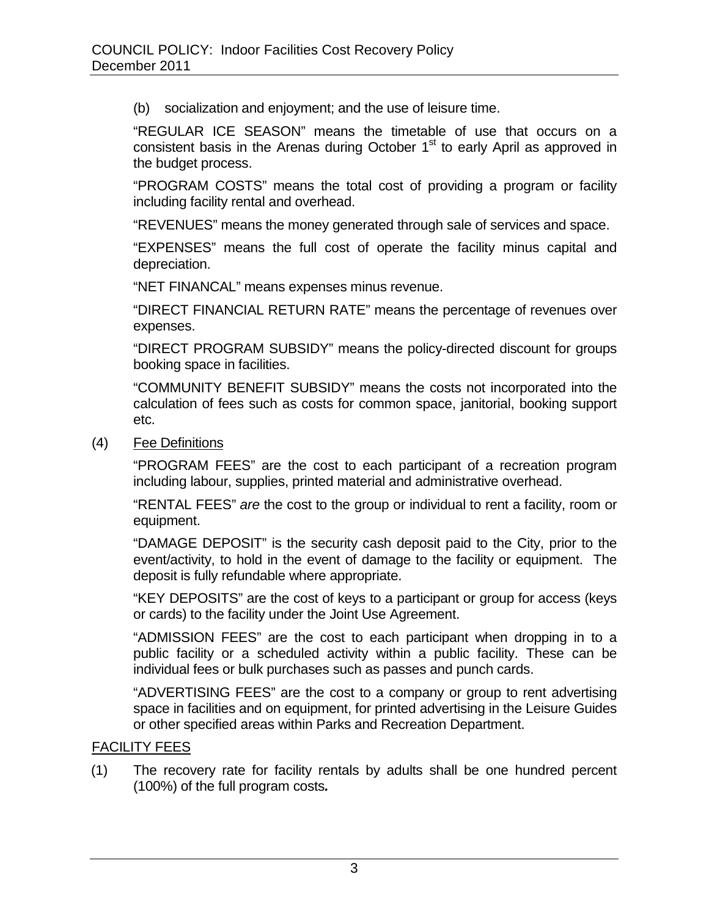(b) socialization and enjoyment; and the use of leisure time.

"REGULAR ICE SEASON" means the timetable of use that occurs on a consistent basis in the Arenas during October 1st to early April as approved in the budget process.

"PROGRAM COSTS" means the total cost of providing a program or facility including facility rental and overhead.

"REVENUES" means the money generated through sale of services and space.

"EXPENSES" means the full cost of operate the facility minus capital and depreciation.

"NET FINANCAL" means expenses minus revenue.

"DIRECT FINANCIAL RETURN RATE" means the percentage of revenues over expenses.

"DIRECT PROGRAM SUBSIDY" means the policy-directed discount for groups booking space in facilities.

"COMMUNITY BENEFIT SUBSIDY" means the costs not incorporated into the calculation of fees such as costs for common space, janitorial, booking support etc.

(4) Fee Definitions

"PROGRAM FEES" are the cost to each participant of a recreation program including labour, supplies, printed material and administrative overhead.

"RENTAL FEES" *are* the cost to the group or individual to rent a facility, room or equipment.

"DAMAGE DEPOSIT" is the security cash deposit paid to the City, prior to the event/activity, to hold in the event of damage to the facility or equipment. The deposit is fully refundable where appropriate.

"KEY DEPOSITS" are the cost of keys to a participant or group for access (keys or cards) to the facility under the Joint Use Agreement.

"ADMISSION FEES" are the cost to each participant when dropping in to a public facility or a scheduled activity within a public facility. These can be individual fees or bulk purchases such as passes and punch cards.

"ADVERTISING FEES" are the cost to a company or group to rent advertising space in facilities and on equipment, for printed advertising in the Leisure Guides or other specified areas within Parks and Recreation Department.

## FACILITY FEES

(1) The recovery rate for facility rentals by adults shall be one hundred percent (100%) of the full program costs***.***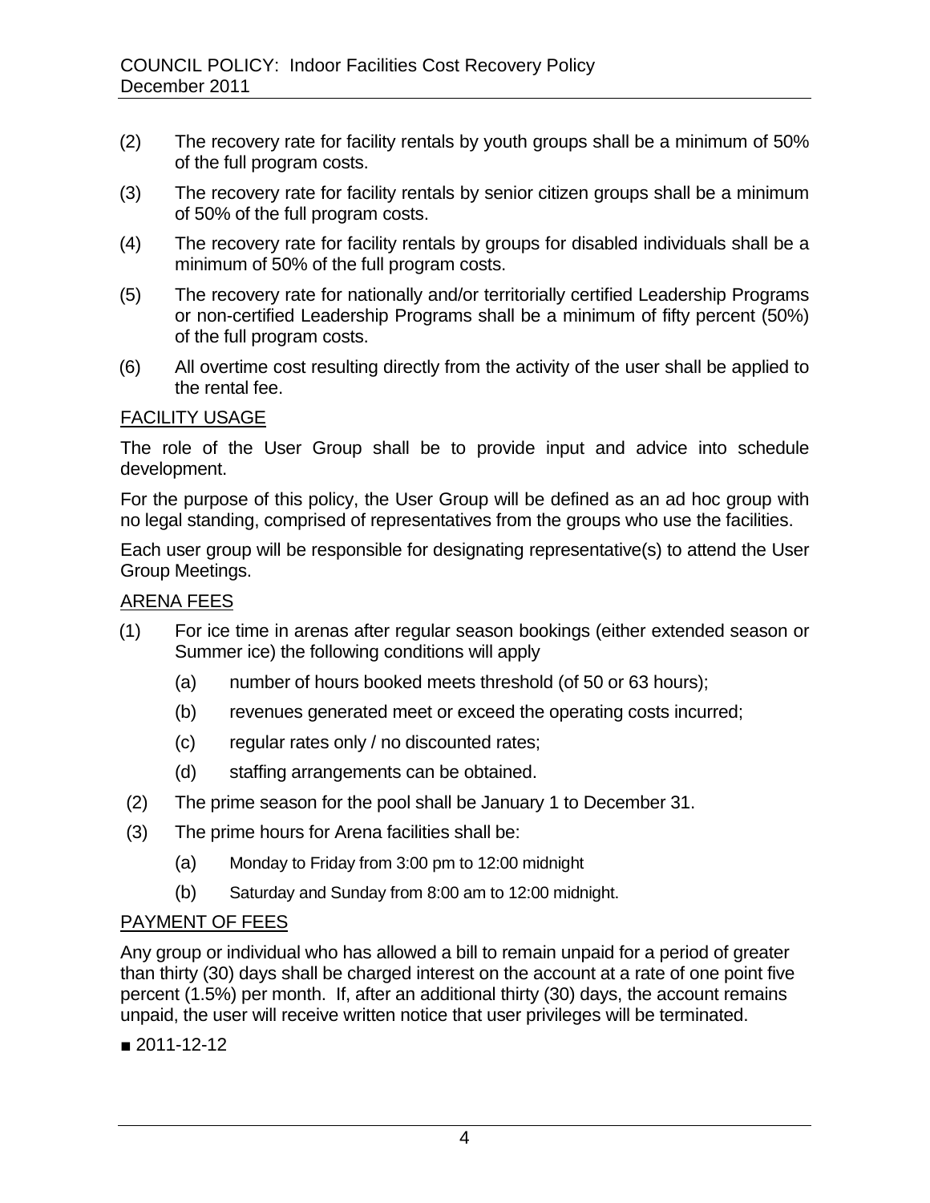(2) The recovery rate for facility rentals by youth groups shall be a minimum of 50% of the full program costs.

(3) The recovery rate for facility rentals by senior citizen groups shall be a minimum of 50% of the full program costs.

(4) The recovery rate for facility rentals by groups for disabled individuals shall be a minimum of 50% of the full program costs.

(5) The recovery rate for nationally and/or territorially certified Leadership Programs or non-certified Leadership Programs shall be a minimum of fifty percent (50%) of the full program costs.

(6) All overtime cost resulting directly from the activity of the user shall be applied to the rental fee.

## FACILITY USAGE

The role of the User Group shall be to provide input and advice into schedule development.

For the purpose of this policy, the User Group will be defined as an ad hoc group with no legal standing, comprised of representatives from the groups who use the facilities.

Each user group will be responsible for designating representative(s) to attend the User Group Meetings.

## ARENA FEES

(1) For ice time in arenas after regular season bookings (either extended season or Summer ice) the following conditions will apply

  (a) number of hours booked meets threshold (of 50 or 63 hours);

  (b) revenues generated meet or exceed the operating costs incurred;

  (c) regular rates only / no discounted rates;

  (d) staffing arrangements can be obtained.

(2) The prime season for the pool shall be January 1 to December 31.

(3) The prime hours for Arena facilities shall be:

  (a) Monday to Friday from 3:00 pm to 12:00 midnight

  (b) Saturday and Sunday from 8:00 am to 12:00 midnight.

## PAYMENT OF FEES

Any group or individual who has allowed a bill to remain unpaid for a period of greater than thirty (30) days shall be charged interest on the account at a rate of one point five percent (1.5%) per month. If, after an additional thirty (30) days, the account remains unpaid, the user will receive written notice that user privileges will be terminated.

■ 2011-12-12